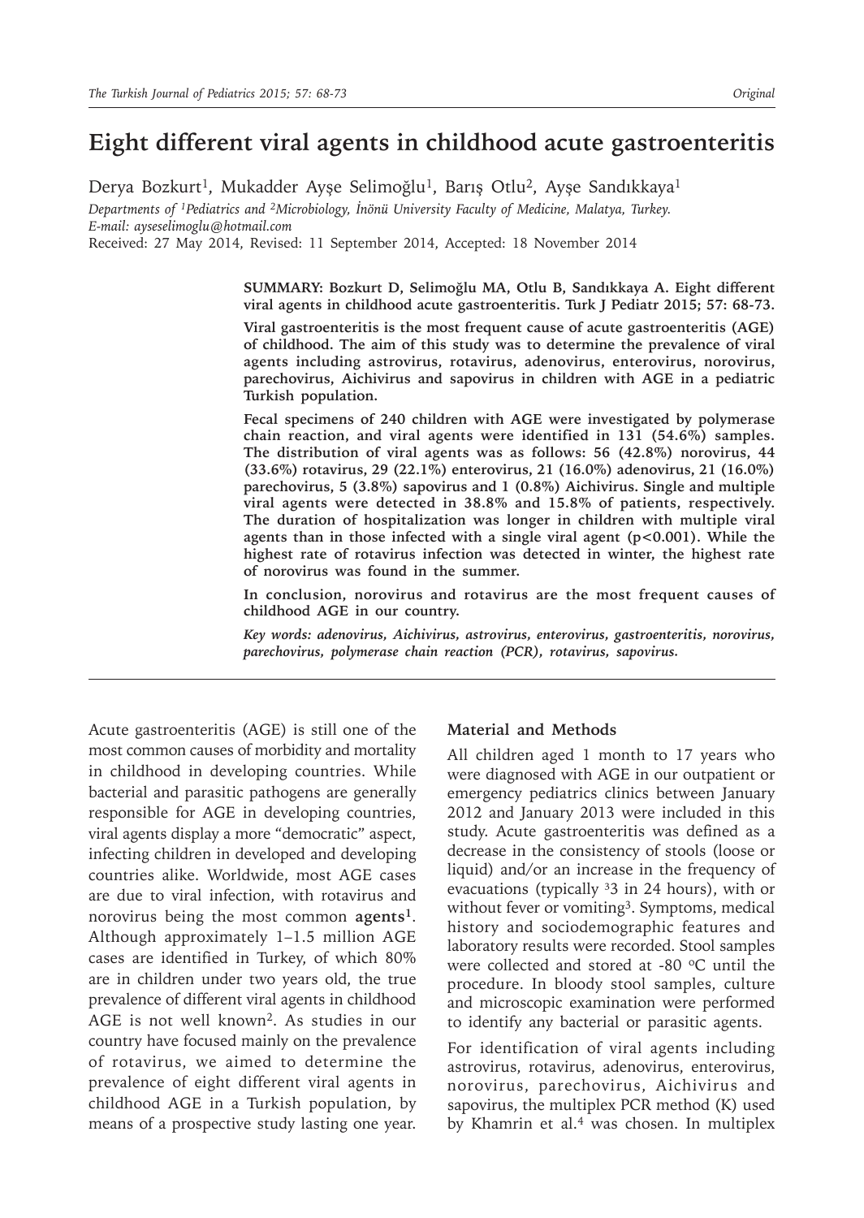# Eight different viral agents in childhood acute gastroenteritis

Derya Bozkurt[1], Mukadder Ayşe Selimoğlu[1], Barış Otlu[2], Ayşe Sandıkkaya[1]

*Departments of [1]Pediatrics and [2]Microbiology, İnönü University Faculty of Medicine, Malatya, Turkey. E-mail: ayseselimoglu@hotmail.com*

Received: 27 May 2014, Revised: 11 September 2014, Accepted: 18 November 2014

**SUMMARY: Bozkurt D, Selimoğlu MA, Otlu B, Sandıkkaya A. Eight different viral agents in childhood acute gastroenteritis. Turk J Pediatr 2015; 57: 68-73.**

**Viral gastroenteritis is the most frequent cause of acute gastroenteritis (AGE) of childhood. The aim of this study was to determine the prevalence of viral agents including astrovirus, rotavirus, adenovirus, enterovirus, norovirus, parechovirus, Aichivirus and sapovirus in children with AGE in a pediatric Turkish population.**

**Fecal specimens of 240 children with AGE were investigated by polymerase chain reaction, and viral agents were identified in 131 (54.6%) samples. The distribution of viral agents was as follows: 56 (42.8%) norovirus, 44 (33.6%) rotavirus, 29 (22.1%) enterovirus, 21 (16.0%) adenovirus, 21 (16.0%) parechovirus, 5 (3.8%) sapovirus and 1 (0.8%) Aichivirus. Single and multiple viral agents were detected in 38.8% and 15.8% of patients, respectively. The duration of hospitalization was longer in children with multiple viral agents than in those infected with a single viral agent (p<0.001). While the highest rate of rotavirus infection was detected in winter, the highest rate of norovirus was found in the summer.**

**In conclusion, norovirus and rotavirus are the most frequent causes of childhood AGE in our country.**

***Key words:** adenovirus, Aichivirus, astrovirus, enterovirus, gastroenteritis, norovirus, parechovirus, polymerase chain reaction (PCR), rotavirus, sapovirus.*

Acute gastroenteritis (AGE) is still one of the most common causes of morbidity and mortality in childhood in developing countries. While bacterial and parasitic pathogens are generally responsible for AGE in developing countries, viral agents display a more "democratic" aspect, infecting children in developed and developing countries alike. Worldwide, most AGE cases are due to viral infection, with rotavirus and norovirus being the most common **agents**[1]. Although approximately 1–1.5 million AGE cases are identified in Turkey, of which 80% are in children under two years old, the true prevalence of different viral agents in childhood AGE is not well known[2]. As studies in our country have focused mainly on the prevalence of rotavirus, we aimed to determine the prevalence of eight different viral agents in childhood AGE in a Turkish population, by means of a prospective study lasting one year.

## Material and Methods

All children aged 1 month to 17 years who were diagnosed with AGE in our outpatient or emergency pediatrics clinics between January 2012 and January 2013 were included in this study. Acute gastroenteritis was defined as a decrease in the consistency of stools (loose or liquid) and/or an increase in the frequency of evacuations (typically ³3 in 24 hours), with or without fever or vomiting[3]. Symptoms, medical history and sociodemographic features and laboratory results were recorded. Stool samples were collected and stored at -80 °C until the procedure. In bloody stool samples, culture and microscopic examination were performed to identify any bacterial or parasitic agents.

For identification of viral agents including astrovirus, rotavirus, adenovirus, enterovirus, norovirus, parechovirus, Aichivirus and sapovirus, the multiplex PCR method (K) used by Khamrin et al.[4] was chosen. In multiplex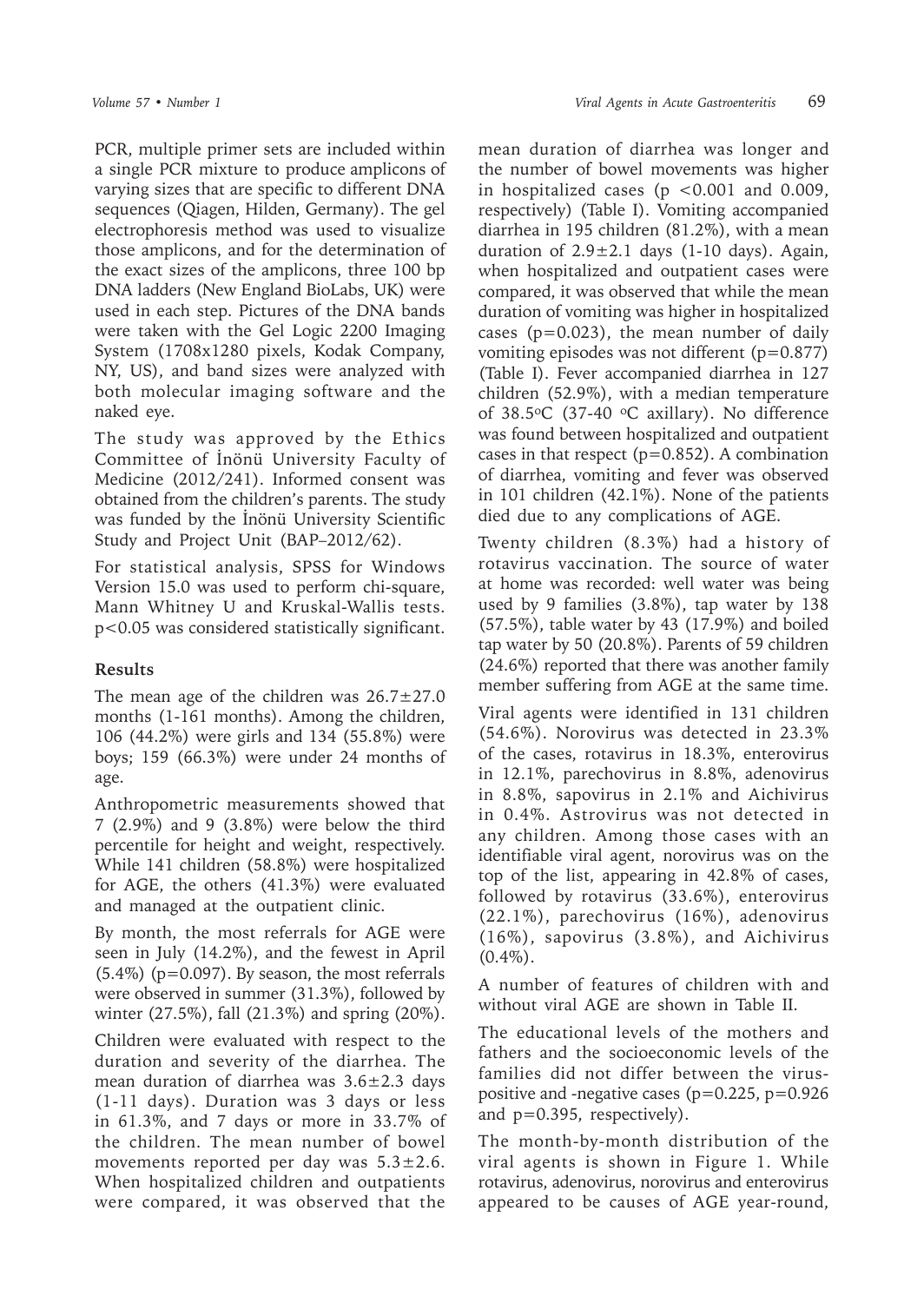PCR, multiple primer sets are included within a single PCR mixture to produce amplicons of varying sizes that are specific to different DNA sequences (Qiagen, Hilden, Germany). The gel electrophoresis method was used to visualize those amplicons, and for the determination of the exact sizes of the amplicons, three 100 bp DNA ladders (New England BioLabs, UK) were used in each step. Pictures of the DNA bands were taken with the Gel Logic 2200 Imaging System (1708x1280 pixels, Kodak Company, NY, US), and band sizes were analyzed with both molecular imaging software and the naked eye.

The study was approved by the Ethics Committee of İnönü University Faculty of Medicine (2012/241). Informed consent was obtained from the children's parents. The study was funded by the İnönü University Scientific Study and Project Unit (BAP–2012/62).

For statistical analysis, SPSS for Windows Version 15.0 was used to perform chi-square, Mann Whitney U and Kruskal-Wallis tests. $p<0.05$ was considered statistically significant.

## Results

The mean age of the children was $26.7\pm27.0$ months (1-161 months). Among the children, 106 (44.2%) were girls and 134 (55.8%) were boys; 159 (66.3%) were under 24 months of age.

Anthropometric measurements showed that 7 (2.9%) and 9 (3.8%) were below the third percentile for height and weight, respectively. While 141 children (58.8%) were hospitalized for AGE, the others (41.3%) were evaluated and managed at the outpatient clinic.

By month, the most referrals for AGE were seen in July (14.2%), and the fewest in April (5.4%) ($p=0.097$). By season, the most referrals were observed in summer (31.3%), followed by winter (27.5%), fall (21.3%) and spring (20%).

Children were evaluated with respect to the duration and severity of the diarrhea. The mean duration of diarrhea was $3.6\pm2.3$ days (1-11 days). Duration was 3 days or less in 61.3%, and 7 days or more in 33.7% of the children. The mean number of bowel movements reported per day was $5.3\pm2.6$. When hospitalized children and outpatients were compared, it was observed that the mean duration of diarrhea was longer and the number of bowel movements was higher in hospitalized cases ($p<0.001$ and 0.009, respectively) (Table I). Vomiting accompanied diarrhea in 195 children (81.2%), with a mean duration of $2.9\pm2.1$ days (1-10 days). Again, when hospitalized and outpatient cases were compared, it was observed that while the mean duration of vomiting was higher in hospitalized cases ($p=0.023$), the mean number of daily vomiting episodes was not different ($p=0.877$) (Table I). Fever accompanied diarrhea in 127 children (52.9%), with a median temperature of 38.5°C (37-40 °C axillary). No difference was found between hospitalized and outpatient cases in that respect ($p=0.852$). A combination of diarrhea, vomiting and fever was observed in 101 children (42.1%). None of the patients died due to any complications of AGE.

Twenty children (8.3%) had a history of rotavirus vaccination. The source of water at home was recorded: well water was being used by 9 families (3.8%), tap water by 138 (57.5%), table water by 43 (17.9%) and boiled tap water by 50 (20.8%). Parents of 59 children (24.6%) reported that there was another family member suffering from AGE at the same time.

Viral agents were identified in 131 children (54.6%). Norovirus was detected in 23.3% of the cases, rotavirus in 18.3%, enterovirus in 12.1%, parechovirus in 8.8%, adenovirus in 8.8%, sapovirus in 2.1% and Aichivirus in 0.4%. Astrovirus was not detected in any children. Among those cases with an identifiable viral agent, norovirus was on the top of the list, appearing in 42.8% of cases, followed by rotavirus (33.6%), enterovirus (22.1%), parechovirus (16%), adenovirus (16%), sapovirus (3.8%), and Aichivirus (0.4%).

A number of features of children with and without viral AGE are shown in Table II.

The educational levels of the mothers and fathers and the socioeconomic levels of the families did not differ between the virus-positive and -negative cases ($p=0.225$, $p=0.926$ and $p=0.395$, respectively).

The month-by-month distribution of the viral agents is shown in Figure 1. While rotavirus, adenovirus, norovirus and enterovirus appeared to be causes of AGE year-round,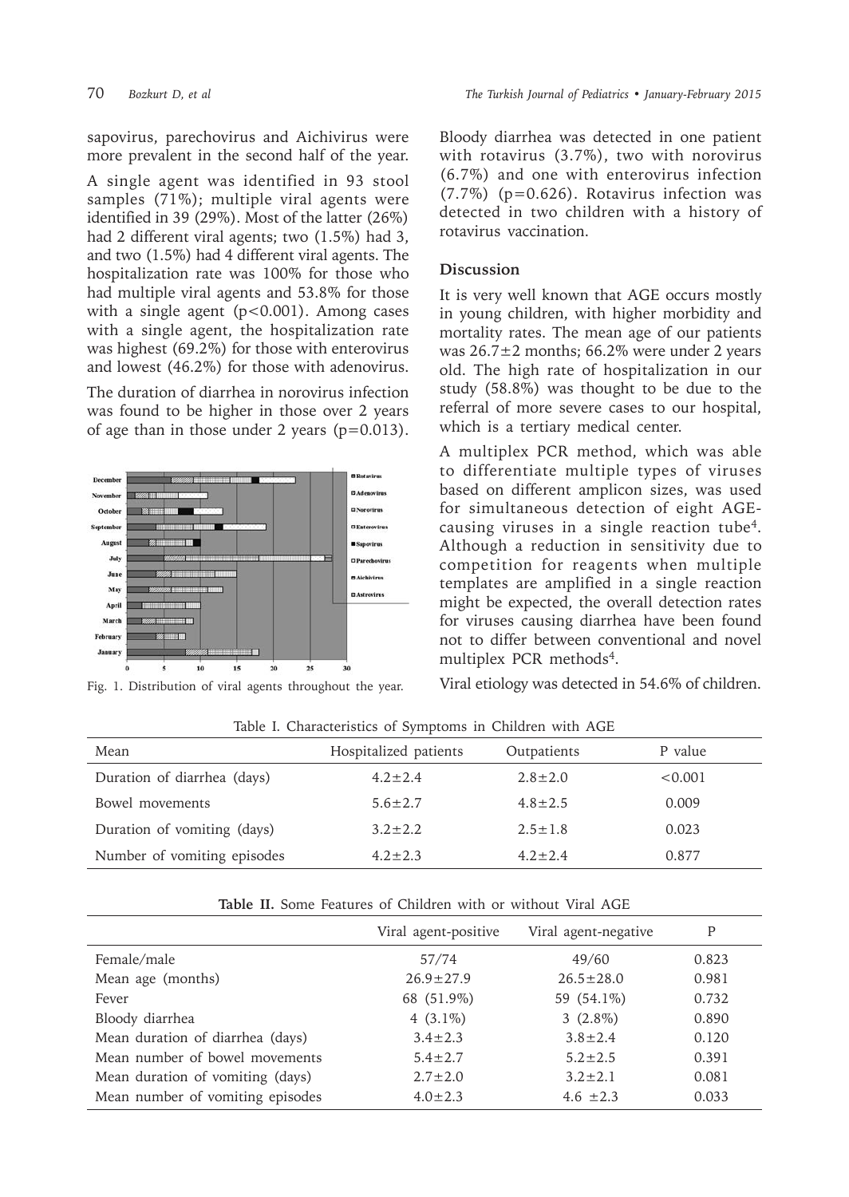sapovirus, parechovirus and Aichivirus were more prevalent in the second half of the year.

A single agent was identified in 93 stool samples (71%); multiple viral agents were identified in 39 (29%). Most of the latter (26%) had 2 different viral agents; two (1.5%) had 3, and two (1.5%) had 4 different viral agents. The hospitalization rate was 100% for those who had multiple viral agents and 53.8% for those with a single agent ($p<0.001$). Among cases with a single agent, the hospitalization rate was highest (69.2%) for those with enterovirus and lowest (46.2%) for those with adenovirus.

The duration of diarrhea in norovirus infection was found to be higher in those over 2 years of age than in those under 2 years ($p=0.013$).

Fig. 1. Distribution of viral agents throughout the year.

Bloody diarrhea was detected in one patient with rotavirus (3.7%), two with norovirus (6.7%) and one with enterovirus infection (7.7%) ($p=0.626$). Rotavirus infection was detected in two children with a history of rotavirus vaccination.

## Discussion

It is very well known that AGE occurs mostly in young children, with higher morbidity and mortality rates. The mean age of our patients was 26.7±2 months; 66.2% were under 2 years old. The high rate of hospitalization in our study (58.8%) was thought to be due to the referral of more severe cases to our hospital, which is a tertiary medical center.

A multiplex PCR method, which was able to differentiate multiple types of viruses based on different amplicon sizes, was used for simultaneous detection of eight AGE-causing viruses in a single reaction tube[4]. Although a reduction in sensitivity due to competition for reagents when multiple templates are amplified in a single reaction might be expected, the overall detection rates for viruses causing diarrhea have been found not to differ between conventional and novel multiplex PCR methods[4].

Viral etiology was detected in 54.6% of children.

Table I. Characteristics of Symptoms in Children with AGE

| Mean | Hospitalized patients | Outpatients | P value |
|---|---|---|---|
| Duration of diarrhea (days) | 4.2±2.4 | 2.8±2.0 | <0.001 |
| Bowel movements | 5.6±2.7 | 4.8±2.5 | 0.009 |
| Duration of vomiting (days) | 3.2±2.2 | 2.5±1.8 | 0.023 |
| Number of vomiting episodes | 4.2±2.3 | 4.2±2.4 | 0.877 |

**Table II.** Some Features of Children with or without Viral AGE

| | Viral agent-positive | Viral agent-negative | P |
|---|---|---|---|
| Female/male | 57/74 | 49/60 | 0.823 |
| Mean age (months) | 26.9±27.9 | 26.5±28.0 | 0.981 |
| Fever | 68 (51.9%) | 59 (54.1%) | 0.732 |
| Bloody diarrhea | 4 (3.1%) | 3 (2.8%) | 0.890 |
| Mean duration of diarrhea (days) | 3.4±2.3 | 3.8±2.4 | 0.120 |
| Mean number of bowel movements | 5.4±2.7 | 5.2±2.5 | 0.391 |
| Mean duration of vomiting (days) | 2.7±2.0 | 3.2±2.1 | 0.081 |
| Mean number of vomiting episodes | 4.0±2.3 | 4.6 ±2.3 | 0.033 |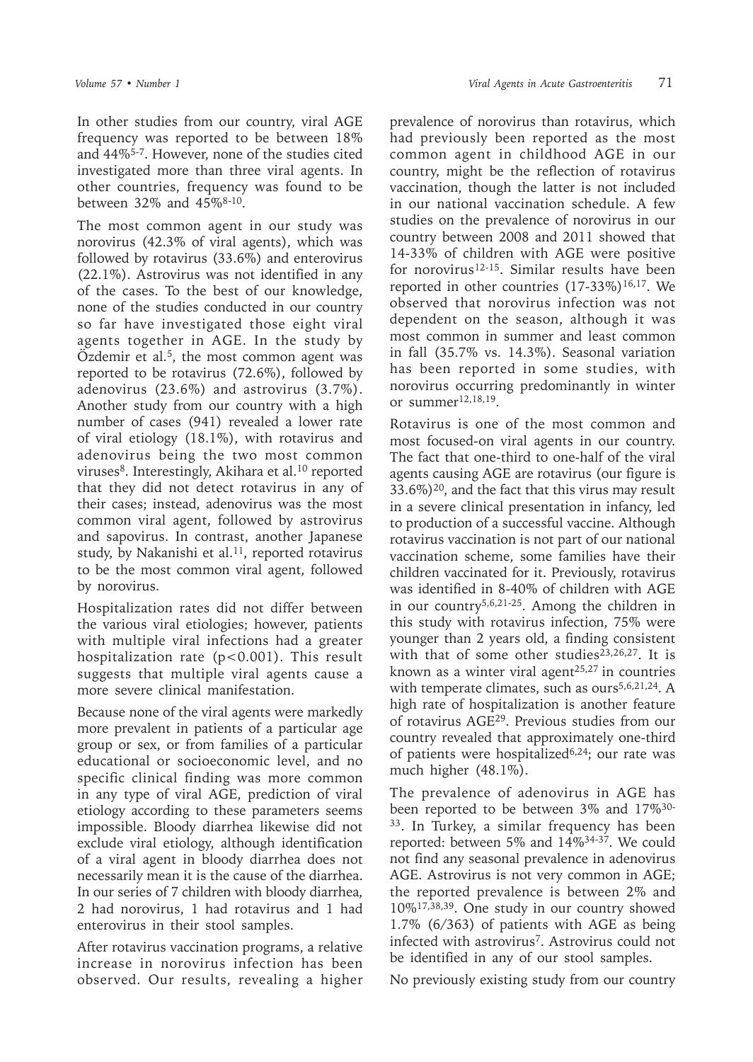In other studies from our country, viral AGE frequency was reported to be between 18% and 44%[5-7]. However, none of the studies cited investigated more than three viral agents. In other countries, frequency was found to be between 32% and 45%[8-10].

The most common agent in our study was norovirus (42.3% of viral agents), which was followed by rotavirus (33.6%) and enterovirus (22.1%). Astrovirus was not identified in any of the cases. To the best of our knowledge, none of the studies conducted in our country so far have investigated those eight viral agents together in AGE. In the study by Özdemir et al.[5], the most common agent was reported to be rotavirus (72.6%), followed by adenovirus (23.6%) and astrovirus (3.7%). Another study from our country with a high number of cases (941) revealed a lower rate of viral etiology (18.1%), with rotavirus and adenovirus being the two most common viruses[8]. Interestingly, Akihara et al.[10] reported that they did not detect rotavirus in any of their cases; instead, adenovirus was the most common viral agent, followed by astrovirus and sapovirus. In contrast, another Japanese study, by Nakanishi et al.[11], reported rotavirus to be the most common viral agent, followed by norovirus.

Hospitalization rates did not differ between the various viral etiologies; however, patients with multiple viral infections had a greater hospitalization rate ($p<0.001$). This result suggests that multiple viral agents cause a more severe clinical manifestation.

Because none of the viral agents were markedly more prevalent in patients of a particular age group or sex, or from families of a particular educational or socioeconomic level, and no specific clinical finding was more common in any type of viral AGE, prediction of viral etiology according to these parameters seems impossible. Bloody diarrhea likewise did not exclude viral etiology, although identification of a viral agent in bloody diarrhea does not necessarily mean it is the cause of the diarrhea. In our series of 7 children with bloody diarrhea, 2 had norovirus, 1 had rotavirus and 1 had enterovirus in their stool samples.

After rotavirus vaccination programs, a relative increase in norovirus infection has been observed. Our results, revealing a higher prevalence of norovirus than rotavirus, which had previously been reported as the most common agent in childhood AGE in our country, might be the reflection of rotavirus vaccination, though the latter is not included in our national vaccination schedule. A few studies on the prevalence of norovirus in our country between 2008 and 2011 showed that 14-33% of children with AGE were positive for norovirus[12-15]. Similar results have been reported in other countries (17-33%)[16,17]. We observed that norovirus infection was not dependent on the season, although it was most common in summer and least common in fall (35.7% vs. 14.3%). Seasonal variation has been reported in some studies, with norovirus occurring predominantly in winter or summer[12,18,19].

Rotavirus is one of the most common and most focused-on viral agents in our country. The fact that one-third to one-half of the viral agents causing AGE are rotavirus (our figure is 33.6%)[20], and the fact that this virus may result in a severe clinical presentation in infancy, led to production of a successful vaccine. Although rotavirus vaccination is not part of our national vaccination scheme, some families have their children vaccinated for it. Previously, rotavirus was identified in 8-40% of children with AGE in our country[5,6,21-25]. Among the children in this study with rotavirus infection, 75% were younger than 2 years old, a finding consistent with that of some other studies[23,26,27]. It is known as a winter viral agent[25,27] in countries with temperate climates, such as ours[5,6,21,24]. A high rate of hospitalization is another feature of rotavirus AGE[29]. Previous studies from our country revealed that approximately one-third of patients were hospitalized[6,24]; our rate was much higher (48.1%).

The prevalence of adenovirus in AGE has been reported to be between 3% and 17%[30-33]. In Turkey, a similar frequency has been reported: between 5% and 14%[34-37]. We could not find any seasonal prevalence in adenovirus AGE. Astrovirus is not very common in AGE; the reported prevalence is between 2% and 10%[17,38,39]. One study in our country showed 1.7% (6/363) of patients with AGE as being infected with astrovirus[7]. Astrovirus could not be identified in any of our stool samples.

No previously existing study from our country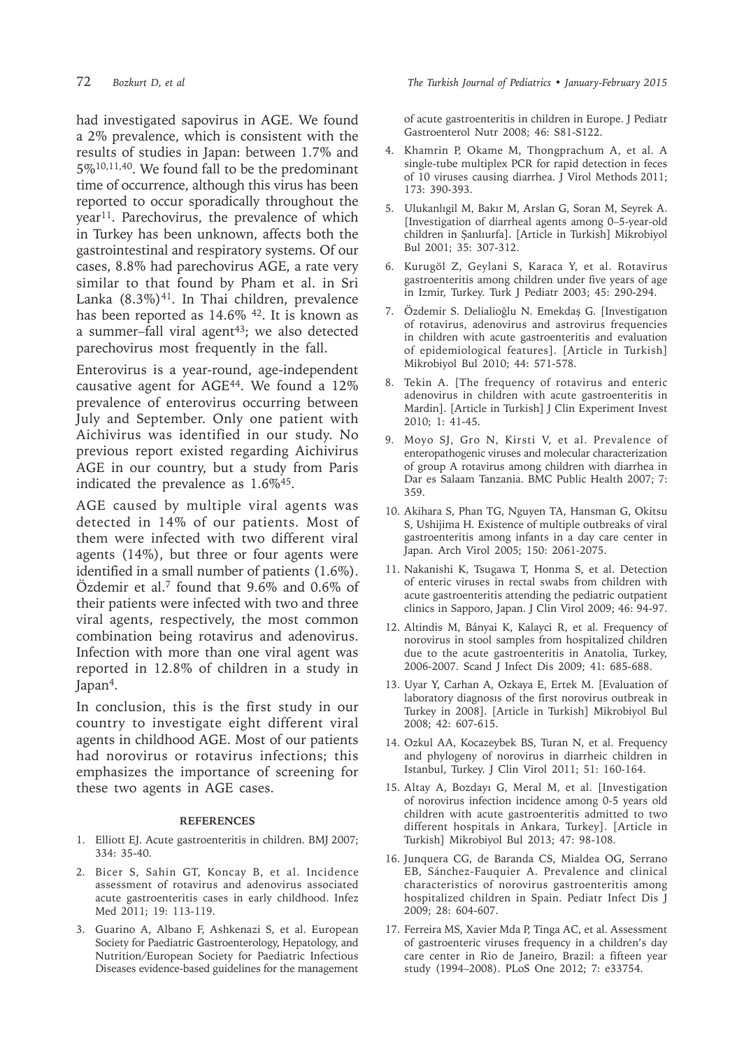had investigated sapovirus in AGE. We found a 2% prevalence, which is consistent with the results of studies in Japan: between 1.7% and 5%[10,11,40]. We found fall to be the predominant time of occurrence, although this virus has been reported to occur sporadically throughout the year[11]. Parechovirus, the prevalence of which in Turkey has been unknown, affects both the gastrointestinal and respiratory systems. Of our cases, 8.8% had parechovirus AGE, a rate very similar to that found by Pham et al. in Sri Lanka (8.3%)[41]. In Thai children, prevalence has been reported as 14.6% [42]. It is known as a summer–fall viral agent[43]; we also detected parechovirus most frequently in the fall.

Enterovirus is a year-round, age-independent causative agent for AGE[44]. We found a 12% prevalence of enterovirus occurring between July and September. Only one patient with Aichivirus was identified in our study. No previous report existed regarding Aichivirus AGE in our country, but a study from Paris indicated the prevalence as 1.6%[45].

AGE caused by multiple viral agents was detected in 14% of our patients. Most of them were infected with two different viral agents (14%), but three or four agents were identified in a small number of patients (1.6%). Özdemir et al.[7] found that 9.6% and 0.6% of their patients were infected with two and three viral agents, respectively, the most common combination being rotavirus and adenovirus. Infection with more than one viral agent was reported in 12.8% of children in a study in Japan[4].

In conclusion, this is the first study in our country to investigate eight different viral agents in childhood AGE. Most of our patients had norovirus or rotavirus infections; this emphasizes the importance of screening for these two agents in AGE cases.

## REFERENCES

1. Elliott EJ. Acute gastroenteritis in children. BMJ 2007; 334: 35-40.
2. Bicer S, Sahin GT, Koncay B, et al. Incidence assessment of rotavirus and adenovirus associated acute gastroenteritis cases in early childhood. Infez Med 2011; 19: 113-119.
3. Guarino A, Albano F, Ashkenazi S, et al. European Society for Paediatric Gastroenterology, Hepatology, and Nutrition/European Society for Paediatric Infectious Diseases evidence-based guidelines for the management of acute gastroenteritis in children in Europe. J Pediatr Gastroenterol Nutr 2008; 46: S81-S122.
4. Khamrin P, Okame M, Thongprachum A, et al. A single-tube multiplex PCR for rapid detection in feces of 10 viruses causing diarrhea. J Virol Methods 2011; 173: 390-393.
5. Ulukanlıgil M, Bakır M, Arslan G, Soran M, Seyrek A. [Investigation of diarrheal agents among 0–5-year-old children in Şanlıurfa]. [Article in Turkish] Mikrobiyol Bul 2001; 35: 307-312.
6. Kurugöl Z, Geylani S, Karaca Y, et al. Rotavirus gastroenteritis among children under five years of age in Izmir, Turkey. Turk J Pediatr 2003; 45: 290-294.
7. Özdemir S. Delialioğlu N. Emekdaş G. [Investigatıon of rotavirus, adenovirus and astrovirus frequencies in children with acute gastroenteritis and evaluation of epidemiological features]. [Article in Turkish] Mikrobiyol Bul 2010; 44: 571-578.
8. Tekin A. [The frequency of rotavirus and enteric adenovirus in children with acute gastroenteritis in Mardin]. [Article in Turkish] J Clin Experiment Invest 2010; 1: 41-45.
9. Moyo SJ, Gro N, Kirsti V, et al. Prevalence of enteropathogenic viruses and molecular characterization of group A rotavirus among children with diarrhea in Dar es Salaam Tanzania. BMC Public Health 2007; 7: 359.
10. Akihara S, Phan TG, Nguyen TA, Hansman G, Okitsu S, Ushijima H. Existence of multiple outbreaks of viral gastroenteritis among infants in a day care center in Japan. Arch Virol 2005; 150: 2061-2075.
11. Nakanishi K, Tsugawa T, Honma S, et al. Detection of enteric viruses in rectal swabs from children with acute gastroenteritis attending the pediatric outpatient clinics in Sapporo, Japan. J Clin Virol 2009; 46: 94-97.
12. Altindis M, Bányai K, Kalayci R, et al. Frequency of norovirus in stool samples from hospitalized children due to the acute gastroenteritis in Anatolia, Turkey, 2006-2007. Scand J Infect Dis 2009; 41: 685-688.
13. Uyar Y, Carhan A, Ozkaya E, Ertek M. [Evaluation of laboratory diagnosıs of the first norovirus outbreak in Turkey in 2008]. [Article in Turkish] Mikrobiyol Bul 2008; 42: 607-615.
14. Ozkul AA, Kocazeybek BS, Turan N, et al. Frequency and phylogeny of norovirus in diarrheic children in Istanbul, Turkey. J Clin Virol 2011; 51: 160-164.
15. Altay A, Bozdayı G, Meral M, et al. [Investigation of norovirus infection incidence among 0-5 years old children with acute gastroenteritis admitted to two different hospitals in Ankara, Turkey]. [Article in Turkish] Mikrobiyol Bul 2013; 47: 98-108.
16. Junquera CG, de Baranda CS, Mialdea OG, Serrano EB, Sánchez-Fauquier A. Prevalence and clinical characteristics of norovirus gastroenteritis among hospitalized children in Spain. Pediatr Infect Dis J 2009; 28: 604-607.
17. Ferreira MS, Xavier Mda P, Tinga AC, et al. Assessment of gastroenteric viruses frequency in a children's day care center in Rio de Janeiro, Brazil: a fifteen year study (1994–2008). PLoS One 2012; 7: e33754.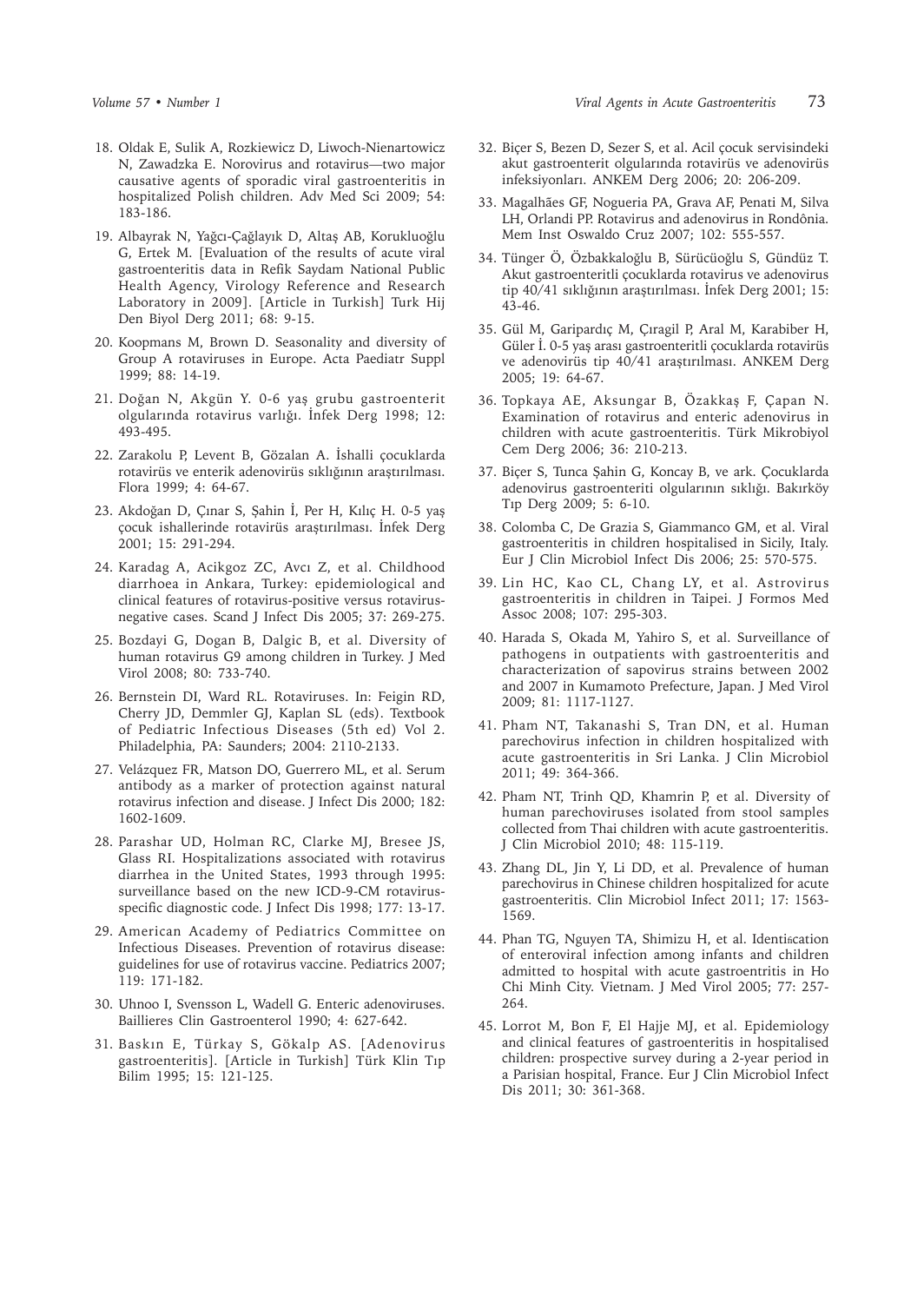18. Oldak E, Sulik A, Rozkiewicz D, Liwoch-Nienartowicz N, Zawadzka E. Norovirus and rotavirus—two major causative agents of sporadic viral gastroenteritis in hospitalized Polish children. Adv Med Sci 2009; 54: 183-186.

19. Albayrak N, Yağcı-Çağlayık D, Altaş AB, Korukluoğlu G, Ertek M. [Evaluation of the results of acute viral gastroenteritis data in Refik Saydam National Public Health Agency, Virology Reference and Research Laboratory in 2009]. [Article in Turkish] Turk Hij Den Biyol Derg 2011; 68: 9-15.

20. Koopmans M, Brown D. Seasonality and diversity of Group A rotaviruses in Europe. Acta Paediatr Suppl 1999; 88: 14-19.

21. Doğan N, Akgün Y. 0-6 yaş grubu gastroenterit olgularında rotavirus varlığı. İnfek Derg 1998; 12: 493-495.

22. Zarakolu P, Levent B, Gözalan A. İshalli çocuklarda rotavirüs ve enterik adenovirüs sıklığının araştırılması. Flora 1999; 4: 64-67.

23. Akdoğan D, Çınar S, Şahin İ, Per H, Kılıç H. 0-5 yaş çocuk ishallerinde rotavirüs araştırılması. İnfek Derg 2001; 15: 291-294.

24. Karadag A, Acikgoz ZC, Avcı Z, et al. Childhood diarrhoea in Ankara, Turkey: epidemiological and clinical features of rotavirus-positive versus rotavirus-negative cases. Scand J Infect Dis 2005; 37: 269-275.

25. Bozdayi G, Dogan B, Dalgic B, et al. Diversity of human rotavirus G9 among children in Turkey. J Med Virol 2008; 80: 733-740.

26. Bernstein DI, Ward RL. Rotaviruses. In: Feigin RD, Cherry JD, Demmler GJ, Kaplan SL (eds). Textbook of Pediatric Infectious Diseases (5th ed) Vol 2. Philadelphia, PA: Saunders; 2004: 2110-2133.

27. Velázquez FR, Matson DO, Guerrero ML, et al. Serum antibody as a marker of protection against natural rotavirus infection and disease. J Infect Dis 2000; 182: 1602-1609.

28. Parashar UD, Holman RC, Clarke MJ, Bresee JS, Glass RI. Hospitalizations associated with rotavirus diarrhea in the United States, 1993 through 1995: surveillance based on the new ICD-9-CM rotavirus-specific diagnostic code. J Infect Dis 1998; 177: 13-17.

29. American Academy of Pediatrics Committee on Infectious Diseases. Prevention of rotavirus disease: guidelines for use of rotavirus vaccine. Pediatrics 2007; 119: 171-182.

30. Uhnoo I, Svensson L, Wadell G. Enteric adenoviruses. Baillieres Clin Gastroenterol 1990; 4: 627-642.

31. Baskın E, Türkay S, Gökalp AS. [Adenovirus gastroenteritis]. [Article in Turkish] Türk Klin Tıp Bilim 1995; 15: 121-125.

32. Biçer S, Bezen D, Sezer S, et al. Acil çocuk servisindeki akut gastroenterit olgularında rotavirüs ve adenovirüs infeksiyonları. ANKEM Derg 2006; 20: 206-209.

33. Magalhães GF, Nogueria PA, Grava AF, Penati M, Silva LH, Orlandi PP. Rotavirus and adenovirus in Rondônia. Mem Inst Oswaldo Cruz 2007; 102: 555-557.

34. Tünger Ö, Özbakkaloğlu B, Sürücüoğlu S, Gündüz T. Akut gastroenteritli çocuklarda rotavirus ve adenovirus tip 40/41 sıklığının araştırılması. İnfek Derg 2001; 15: 43-46.

35. Gül M, Garipardıç M, Çıragil P, Aral M, Karabiber H, Güler İ. 0-5 yaş arası gastroenteritli çocuklarda rotavirüs ve adenovirüs tip 40/41 araştırılması. ANKEM Derg 2005; 19: 64-67.

36. Topkaya AE, Aksungar B, Özakkaş F, Çapan N. Examination of rotavirus and enteric adenovirus in children with acute gastroenteritis. Türk Mikrobiyol Cem Derg 2006; 36: 210-213.

37. Biçer S, Tunca Şahin G, Koncay B, ve ark. Çocuklarda adenovirus gastroenteriti olgularının sıklığı. Bakırköy Tıp Derg 2009; 5: 6-10.

38. Colomba C, De Grazia S, Giammanco GM, et al. Viral gastroenteritis in children hospitalised in Sicily, Italy. Eur J Clin Microbiol Infect Dis 2006; 25: 570-575.

39. Lin HC, Kao CL, Chang LY, et al. Astrovirus gastroenteritis in children in Taipei. J Formos Med Assoc 2008; 107: 295-303.

40. Harada S, Okada M, Yahiro S, et al. Surveillance of pathogens in outpatients with gastroenteritis and characterization of sapovirus strains between 2002 and 2007 in Kumamoto Prefecture, Japan. J Med Virol 2009; 81: 1117-1127.

41. Pham NT, Takanashi S, Tran DN, et al. Human parechovirus infection in children hospitalized with acute gastroenteritis in Sri Lanka. J Clin Microbiol 2011; 49: 364-366.

42. Pham NT, Trinh QD, Khamrin P, et al. Diversity of human parechoviruses isolated from stool samples collected from Thai children with acute gastroenteritis. J Clin Microbiol 2010; 48: 115-119.

43. Zhang DL, Jin Y, Li DD, et al. Prevalence of human parechovirus in Chinese children hospitalized for acute gastroenteritis. Clin Microbiol Infect 2011; 17: 1563-1569.

44. Phan TG, Nguyen TA, Shimizu H, et al. Identification of enteroviral infection among infants and children admitted to hospital with acute gastroentritis in Ho Chi Minh City. Vietnam. J Med Virol 2005; 77: 257-264.

45. Lorrot M, Bon F, El Hajje MJ, et al. Epidemiology and clinical features of gastroenteritis in hospitalised children: prospective survey during a 2-year period in a Parisian hospital, France. Eur J Clin Microbiol Infect Dis 2011; 30: 361-368.